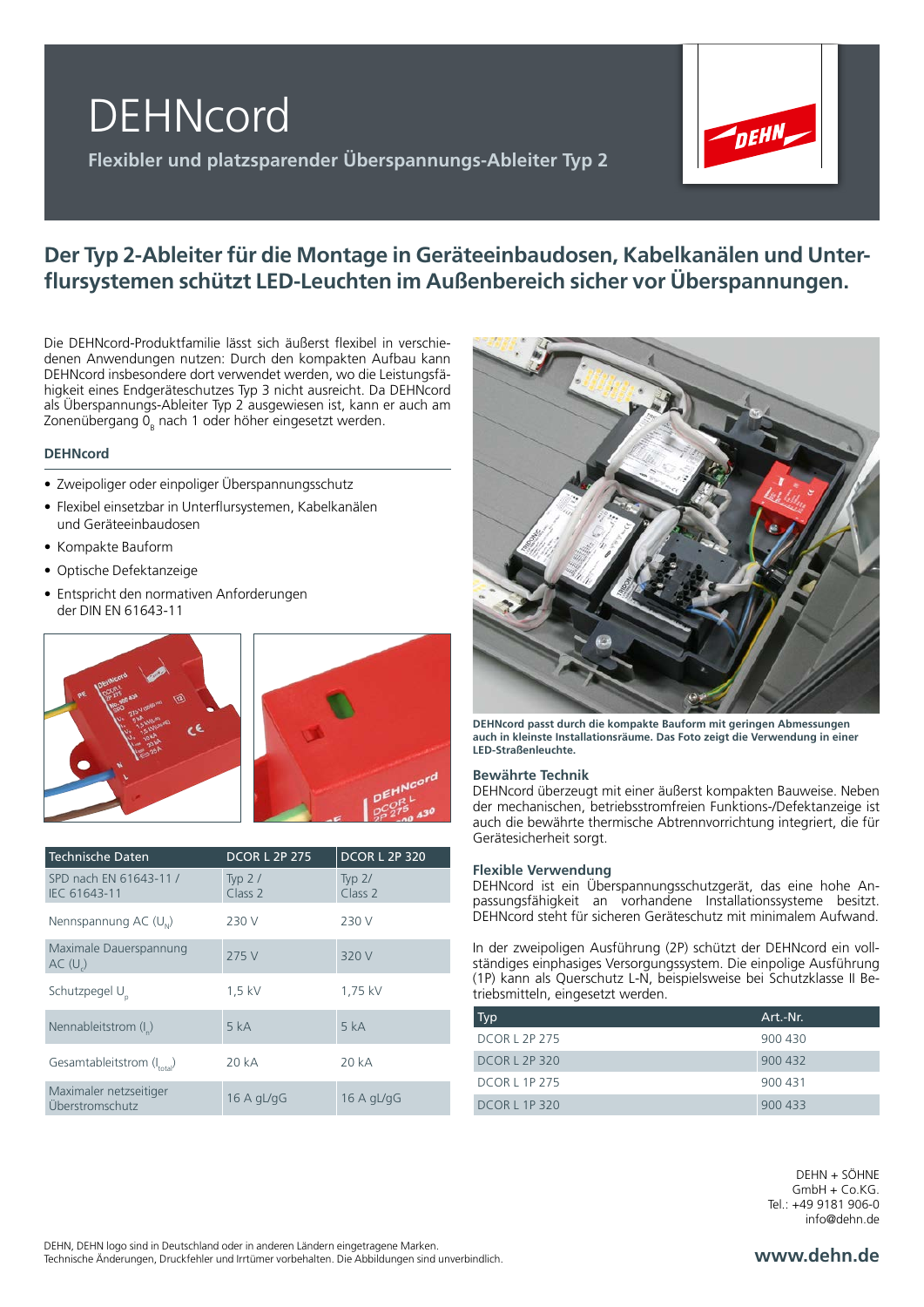# DEHNcord

**Flexibler und platzsparender Überspannungs-Ableiter Typ 2**

## Der Typ 2-Ableiter für die Montage in Geräteeinbaudosen, Kabelkanälen und Unterflursystemen schützt LED-Leuchten im Außenbereich sicher vor Überspannungen.

Die DEHNcord-Produktfamilie lässt sich äußerst flexibel in verschiedenen Anwendungen nutzen: Durch den kompakten Aufbau kann DEHNcord insbesondere dort verwendet werden, wo die Leistungsfähigkeit eines Endgeräteschutzes Typ 3 nicht ausreicht. Da DEHNcord als Überspannungs-Ableiter Typ 2 ausgewiesen ist, kann er auch am Zonenübergang $0_B$ nach 1 oder höher eingesetzt werden.

### DEHNcord

- Zweipoliger oder einpoliger Überspannungsschutz
- Flexibel einsetzbar in Unterflursystemen, Kabelkanälen und Geräteeinbaudosen
- Kompakte Bauform
- Optische Defektanzeige
- Entspricht den normativen Anforderungen der DIN EN 61643-11

| Technische Daten | DCOR L 2P 275 | DCOR L 2P 320 |
|---|---|---|
| SPD nach EN 61643-11 / IEC 61643-11 | Typ 2 / Class 2 | Typ 2/ Class 2 |
| Nennspannung AC ($U_N$) | 230 V | 230 V |
| Maximale Dauerspannung AC ($U_c$) | 275 V | 320 V |
| Schutzpegel $U_p$ | 1,5 kV | 1,75 kV |
| Nennableitstrom ($I_n$) | 5 kA | 5 kA |
| Gesamtableitstrom ($I_{total}$) | 20 kA | 20 kA |
| Maximaler netzseitiger Überstromschutz | 16 A gL/gG | 16 A gL/gG |

**DEHNcord passt durch die kompakte Bauform mit geringen Abmessungen auch in kleinste Installationsräume. Das Foto zeigt die Verwendung in einer LED-Straßenleuchte.**

### Bewährte Technik

DEHNcord überzeugt mit einer äußerst kompakten Bauweise. Neben der mechanischen, betriebsstromfreien Funktions-/Defektanzeige ist auch die bewährte thermische Abtrennvorrichtung integriert, die für Gerätesicherheit sorgt.

### Flexible Verwendung

DEHNcord ist ein Überspannungsschutzgerät, das eine hohe Anpassungsfähigkeit an vorhandene Installationssysteme besitzt. DEHNcord steht für sicheren Geräteschutz mit minimalem Aufwand.

In der zweipoligen Ausführung (2P) schützt der DEHNcord ein vollständiges einphasiges Versorgungssystem. Die einpolige Ausführung (1P) kann als Querschutz L-N, beispielsweise bei Schutzklasse II Betriebsmitteln, eingesetzt werden.

| Typ | Art.-Nr. |
|---|---|
| DCOR L 2P 275 | 900 430 |
| DCOR L 2P 320 | 900 432 |
| DCOR L 1P 275 | 900 431 |
| DCOR L 1P 320 | 900 433 |

DEHN + SÖHNE
GmbH + Co.KG.
Tel.: +49 9181 906-0
info@dehn.de

DEHN, DEHN logo sind in Deutschland oder in anderen Ländern eingetragene Marken.
Technische Änderungen, Druckfehler und Irrtümer vorbehalten. Die Abbildungen sind unverbindlich.

**www.dehn.de**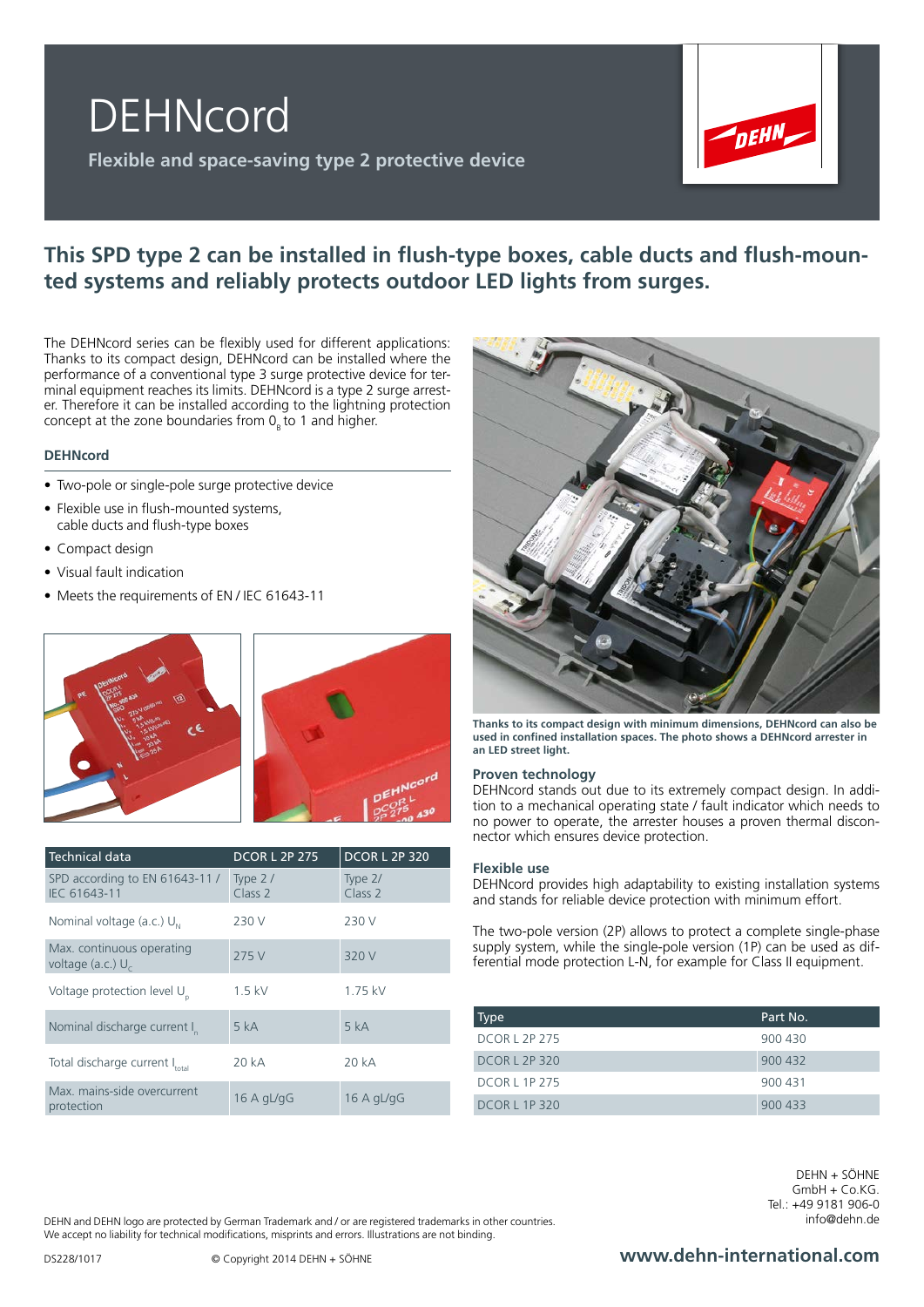# DEHNcord

**Flexible and space-saving type 2 protective device**

## This SPD type 2 can be installed in flush-type boxes, cable ducts and flush-mounted systems and reliably protects outdoor LED lights from surges.

The DEHNcord series can be flexibly used for different applications: Thanks to its compact design, DEHNcord can be installed where the performance of a conventional type 3 surge protective device for terminal equipment reaches its limits. DEHNcord is a type 2 surge arrester. Therefore it can be installed according to the lightning protection concept at the zone boundaries from $0_B$ to 1 and higher.

### DEHNcord

- Two-pole or single-pole surge protective device
- Flexible use in flush-mounted systems, cable ducts and flush-type boxes
- Compact design
- Visual fault indication
- Meets the requirements of EN / IEC 61643-11

| Technical data | DCOR L 2P 275 | DCOR L 2P 320 |
| --- | --- | --- |
| SPD according to EN 61643-11 / IEC 61643-11 | Type 2 / Class 2 | Type 2/ Class 2 |
| Nominal voltage (a.c.) $U_N$ | 230 V | 230 V |
| Max. continuous operating voltage (a.c.) $U_c$ | 275 V | 320 V |
| Voltage protection level $U_p$ | 1.5 kV | 1.75 kV |
| Nominal discharge current $I_n$ | 5 kA | 5 kA |
| Total discharge current $I_{total}$ | 20 kA | 20 kA |
| Max. mains-side overcurrent protection | 16 A gL/gG | 16 A gL/gG |

**Thanks to its compact design with minimum dimensions, DEHNcord can also be used in confined installation spaces. The photo shows a DEHNcord arrester in an LED street light.**

### Proven technology

DEHNcord stands out due to its extremely compact design. In addition to a mechanical operating state / fault indicator which needs to no power to operate, the arrester houses a proven thermal disconnector which ensures device protection.

### Flexible use

DEHNcord provides high adaptability to existing installation systems and stands for reliable device protection with minimum effort.

The two-pole version (2P) allows to protect a complete single-phase supply system, while the single-pole version (1P) can be used as differential mode protection L-N, for example for Class II equipment.

| Type | Part No. |
| --- | --- |
| DCOR L 2P 275 | 900 430 |
| DCOR L 2P 320 | 900 432 |
| DCOR L 1P 275 | 900 431 |
| DCOR L 1P 320 | 900 433 |

DEHN + SÖHNE
GmbH + Co.KG.
Tel.: +49 9181 906-0
info@dehn.de

DEHN and DEHN logo are protected by German Trademark and / or are registered trademarks in other countries.
We accept no liability for technical modifications, misprints and errors. Illustrations are not binding.

DS228/1017 © Copyright 2014 DEHN + SÖHNE

**www.dehn-international.com**